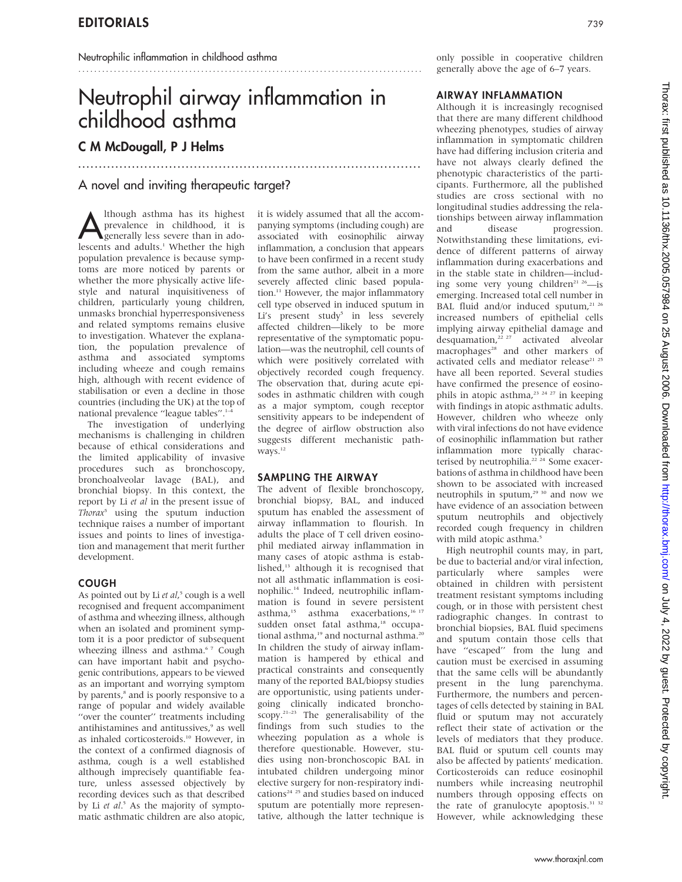Neutrophilic inflammation in childhood asthma

# Neutrophil airway inflammation in childhood asthma

**C M McDougall, P J Helms**

## A novel and inviting therapeutic target?

Although asthma has its highest prevalence in childhood, it is generally less severe than in adolescents and adults.[1] Whether the high population prevalence is because symptoms are more noticed by parents or whether the more physically active lifestyle and natural inquisitiveness of children, particularly young children, unmasks bronchial hyperresponsiveness and related symptoms remains elusive to investigation. Whatever the explanation, the population prevalence of asthma and associated symptoms including wheeze and cough remains high, although with recent evidence of stabilisation or even a decline in those countries (including the UK) at the top of national prevalence "league tables".[1–4]

The investigation of underlying mechanisms is challenging in children because of ethical considerations and the limited applicability of invasive procedures such as bronchoscopy, bronchoalveolar lavage (BAL), and bronchial biopsy. In this context, the report by Li *et al* in the present issue of *Thorax*[5] using the sputum induction technique raises a number of important issues and points to lines of investigation and management that merit further development.

### COUGH

As pointed out by Li *et al*,[5] cough is a well recognised and frequent accompaniment of asthma and wheezing illness, although when an isolated and prominent symptom it is a poor predictor of subsequent wheezing illness and asthma.[6 7] Cough can have important habit and psychogenic contributions, appears to be viewed as an important and worrying symptom by parents,[8] and is poorly responsive to a range of popular and widely available "over the counter" treatments including antihistamines and antitussives,[9] as well as inhaled corticosteroids.[10] However, in the context of a confirmed diagnosis of asthma, cough is a well established although imprecisely quantifiable feature, unless assessed objectively by recording devices such as that described by Li *et al*.[5] As the majority of symptomatic asthmatic children are also atopic, it is widely assumed that all the accompanying symptoms (including cough) are associated with eosinophilic airway inflammation, a conclusion that appears to have been confirmed in a recent study from the same author, albeit in a more severely affected clinic based population.[11] However, the major inflammatory cell type observed in induced sputum in Li's present study[5] in less severely affected children—likely to be more representative of the symptomatic population—was the neutrophil, cell counts of which were positively correlated with objectively recorded cough frequency. The observation that, during acute episodes in asthmatic children with cough as a major symptom, cough receptor sensitivity appears to be independent of the degree of airflow obstruction also suggests different mechanistic pathways.[12]

### SAMPLING THE AIRWAY

The advent of flexible bronchoscopy, bronchial biopsy, BAL, and induced sputum has enabled the assessment of airway inflammation to flourish. In adults the place of T cell driven eosinophil mediated airway inflammation in many cases of atopic asthma is established,[13] although it is recognised that not all asthmatic inflammation is eosinophilic.[14] Indeed, neutrophilic inflammation is found in severe persistent asthma,[15] asthma exacerbations,[16 17] sudden onset fatal asthma,[18] occupational asthma,[19] and nocturnal asthma.[20] In children the study of airway inflammation is hampered by ethical and practical constraints and consequently many of the reported BAL/biopsy studies are opportunistic, using patients undergoing clinically indicated bronchoscopy.[21–23] The generalisability of the findings from such studies to the wheezing population as a whole is therefore questionable. However, studies using non-bronchoscopic BAL in intubated children undergoing minor elective surgery for non-respiratory indications[24 25] and studies based on induced sputum are potentially more representative, although the latter technique is only possible in cooperative children generally above the age of 6–7 years.

### AIRWAY INFLAMMATION

Although it is increasingly recognised that there are many different childhood wheezing phenotypes, studies of airway inflammation in symptomatic children have had differing inclusion criteria and have not always clearly defined the phenotypic characteristics of the participants. Furthermore, all the published studies are cross sectional with no longitudinal studies addressing the relationships between airway inflammation and disease progression. Notwithstanding these limitations, evidence of different patterns of airway inflammation during exacerbations and in the stable state in children—including some very young children[21 26]—is emerging. Increased total cell number in BAL fluid and/or induced sputum,[21 26] increased numbers of epithelial cells implying airway epithelial damage and desquamation,[22 27] activated alveolar macrophages[28] and other markers of activated cells and mediator release[21 25] have all been reported. Several studies have confirmed the presence of eosinophils in atopic asthma,[23 24 27] in keeping with findings in atopic asthmatic adults. However, children who wheeze only with viral infections do not have evidence of eosinophilic inflammation but rather inflammation more typically characterised by neutrophilia.[22 24] Some exacerbations of asthma in childhood have been shown to be associated with increased neutrophils in sputum,[29 30] and now we have evidence of an association between sputum neutrophils and objectively recorded cough frequency in children with mild atopic asthma.[5]

High neutrophil counts may, in part, be due to bacterial and/or viral infection, particularly where samples were obtained in children with persistent treatment resistant symptoms including cough, or in those with persistent chest radiographic changes. In contrast to bronchial biopsies, BAL fluid specimens and sputum contain those cells that have "escaped" from the lung and caution must be exercised in assuming that the same cells will be abundantly present in the lung parenchyma. Furthermore, the numbers and percentages of cells detected by staining in BAL fluid or sputum may not accurately reflect their state of activation or the levels of mediators that they produce. BAL fluid or sputum cell counts may also be affected by patients' medication. Corticosteroids can reduce eosinophil numbers while increasing neutrophil numbers through opposing effects on the rate of granulocyte apoptosis.[31 32] However, while acknowledging these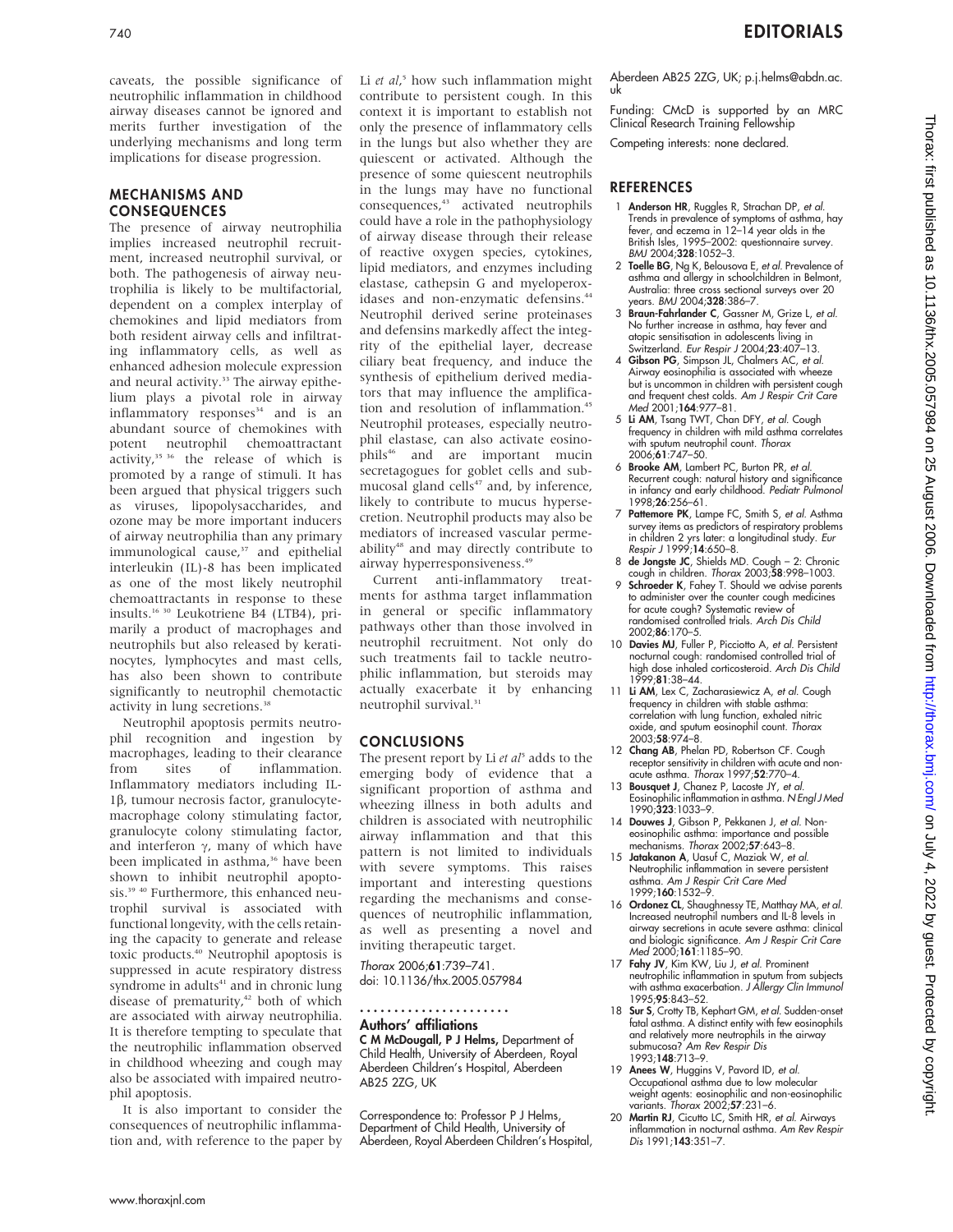caveats, the possible significance of neutrophilic inflammation in childhood airway diseases cannot be ignored and merits further investigation of the underlying mechanisms and long term implications for disease progression.

## MECHANISMS AND CONSEQUENCES

The presence of airway neutrophilia implies increased neutrophil recruitment, increased neutrophil survival, or both. The pathogenesis of airway neutrophilia is likely to be multifactorial, dependent on a complex interplay of chemokines and lipid mediators from both resident airway cells and infiltrating inflammatory cells, as well as enhanced adhesion molecule expression and neural activity.[33] The airway epithelium plays a pivotal role in airway inflammatory responses[34] and is an abundant source of chemokines with potent neutrophil chemoattractant activity,[35 36] the release of which is promoted by a range of stimuli. It has been argued that physical triggers such as viruses, lipopolysaccharides, and ozone may be more important inducers of airway neutrophilia than any primary immunological cause,[37] and epithelial interleukin (IL)-8 has been implicated as one of the most likely neutrophil chemoattractants in response to these insults.[16 30] Leukotriene B4 (LTB4), primarily a product of macrophages and neutrophils but also released by keratinocytes, lymphocytes and mast cells, has also been shown to contribute significantly to neutrophil chemotactic activity in lung secretions.[38]

Neutrophil apoptosis permits neutrophil recognition and ingestion by macrophages, leading to their clearance from sites of inflammation. Inflammatory mediators including IL-1β, tumour necrosis factor, granulocyte-macrophage colony stimulating factor, granulocyte colony stimulating factor, and interferon γ, many of which have been implicated in asthma,[36] have been shown to inhibit neutrophil apoptosis.[39 40] Furthermore, this enhanced neutrophil survival is associated with functional longevity, with the cells retaining the capacity to generate and release toxic products.[40] Neutrophil apoptosis is suppressed in acute respiratory distress syndrome in adults[41] and in chronic lung disease of prematurity,[42] both of which are associated with airway neutrophilia. It is therefore tempting to speculate that the neutrophilic inflammation observed in childhood wheezing and cough may also be associated with impaired neutrophil apoptosis.

It is also important to consider the consequences of neutrophilic inflammation and, with reference to the paper by Li *et al*,[5] how such inflammation might contribute to persistent cough. In this context it is important to establish not only the presence of inflammatory cells in the lungs but also whether they are quiescent or activated. Although the presence of some quiescent neutrophils in the lungs may have no functional consequences,[43] activated neutrophils could have a role in the pathophysiology of airway disease through their release of reactive oxygen species, cytokines, lipid mediators, and enzymes including elastase, cathepsin G and myeloperoxidases and non-enzymatic defensins.[44] Neutrophil derived serine proteinases and defensins markedly affect the integrity of the epithelial layer, decrease ciliary beat frequency, and induce the synthesis of epithelium derived mediators that may influence the amplification and resolution of inflammation.[45] Neutrophil proteases, especially neutrophil elastase, can also activate eosinophils[46] and are important mucin secretagogues for goblet cells and submucosal gland cells[47] and, by inference, likely to contribute to mucus hypersecretion. Neutrophil products may also be mediators of increased vascular permeability[48] and may directly contribute to airway hyperresponsiveness.[49]

Current anti-inflammatory treatments for asthma target inflammation in general or specific inflammatory pathways other than those involved in neutrophil recruitment. Not only do such treatments fail to tackle neutrophilic inflammation, but steroids may actually exacerbate it by enhancing neutrophil survival.[31]

## CONCLUSIONS

The present report by Li *et al*[5] adds to the emerging body of evidence that a significant proportion of asthma and wheezing illness in both adults and children is associated with neutrophilic airway inflammation and that this pattern is not limited to individuals with severe symptoms. This raises important and interesting questions regarding the mechanisms and consequences of neutrophilic inflammation, as well as presenting a novel and inviting therapeutic target.

*Thorax* 2006;**61**:739–741.
doi: 10.1136/thx.2005.057984

### Authors' affiliations

**C M McDougall, P J Helms,** Department of Child Health, University of Aberdeen, Royal Aberdeen Children's Hospital, Aberdeen AB25 2ZG, UK

Correspondence to: Professor P J Helms, Department of Child Health, University of Aberdeen, Royal Aberdeen Children's Hospital, Aberdeen AB25 2ZG, UK; p.j.helms@abdn.ac.uk

Funding: CMcD is supported by an MRC Clinical Research Training Fellowship

Competing interests: none declared.

## REFERENCES

1. **Anderson HR**, Ruggles R, Strachan DP, *et al*. Trends in prevalence of symptoms of asthma, hay fever, and eczema in 12–14 year olds in the British Isles, 1995–2002: questionnaire survey. *BMJ* 2004;**328**:1052–3.
2. **Toelle BG**, Ng K, Belousova E, *et al*. Prevalence of asthma and allergy in schoolchildren in Belmont, Australia: three cross sectional surveys over 20 years. *BMJ* 2004;**328**:386–7.
3. **Braun-Fahrlander C**, Gassner M, Grize L, *et al*. No further increase in asthma, hay fever and atopic sensitisation in adolescents living in Switzerland. *Eur Respir J* 2004;**23**:407–13.
4. **Gibson PG**, Simpson JL, Chalmers AC, *et al*. Airway eosinophilia is associated with wheeze but is uncommon in children with persistent cough and frequent chest colds. *Am J Respir Crit Care Med* 2001;**164**:977–81.
5. **Li AM**, Tsang TWT, Chan DFY, *et al*. Cough frequency in children with mild asthma correlates with sputum neutrophil count. *Thorax* 2006;**61**:747–50.
6. **Brooke AM**, Lambert PC, Burton PR, *et al*. Recurrent cough: natural history and significance in infancy and early childhood. *Pediatr Pulmonol* 1998;**26**:256–61.
7. **Pattemore PK**, Lampe FC, Smith S, *et al*. Asthma survey items as predictors of respiratory problems in children 2 yrs later: a longitudinal study. *Eur Respir J* 1999;**14**:650–8.
8. **de Jongste JC**, Shields MD. Cough – 2: Chronic cough in children. *Thorax* 2003;**58**:998–1003.
9. **Schroeder K**, Fahey T. Should we advise parents to administer over the counter cough medicines for acute cough? Systematic review of randomised controlled trials. *Arch Dis Child* 2002;**86**:170–5.
10. **Davies MJ**, Fuller P, Picciotto A, *et al*. Persistent nocturnal cough: randomised controlled trial of high dose inhaled corticosteroid. *Arch Dis Child* 1999;**81**:38–44.
11. **Li AM**, Lex C, Zacharasiewicz A, *et al*. Cough frequency in children with stable asthma: correlation with lung function, exhaled nitric oxide, and sputum eosinophil count. *Thorax* 2003;**58**:974–8.
12. **Chang AB**, Phelan PD, Robertson CF. Cough receptor sensitivity in children with acute and non-acute asthma. *Thorax* 1997;**52**:770–4.
13. **Bousquet J**, Chanez P, Lacoste JY, *et al*. Eosinophilic inflammation in asthma. *N Engl J Med* 1990;**323**:1033–9.
14. **Douwes J**, Gibson P, Pekkanen J, *et al*. Non-eosinophilic asthma: importance and possible mechanisms. *Thorax* 2002;**57**:643–8.
15. **Jatakanon A**, Uasuf C, Maziak W, *et al*. Neutrophilic inflammation in severe persistent asthma. *Am J Respir Crit Care Med* 1999;**160**:1532–9.
16. **Ordonez CL**, Shaughnessy TE, Matthay MA, *et al*. Increased neutrophil numbers and IL-8 levels in airway secretions in acute severe asthma: clinical and biologic significance. *Am J Respir Crit Care Med* 2000;**161**:1185–90.
17. **Fahy JV**, Kim KW, Liu J, *et al*. Prominent neutrophilic inflammation in sputum from subjects with asthma exacerbation. *J Allergy Clin Immunol* 1995;**95**:843–52.
18. **Sur S**, Crotty TB, Kephart GM, *et al*. Sudden-onset fatal asthma. A distinct entity with few eosinophils and relatively more neutrophils in the airway submucosa? *Am Rev Respir Dis* 1993;**148**:713–9.
19. **Anees W**, Huggins V, Pavord ID, *et al*. Occupational asthma due to low molecular weight agents: eosinophilic and non-eosinophilic variants. *Thorax* 2002;**57**:231–6.
20. **Martin RJ**, Cicutto LC, Smith HR, *et al*. Airways inflammation in nocturnal asthma. *Am Rev Respir Dis* 1991;**143**:351–7.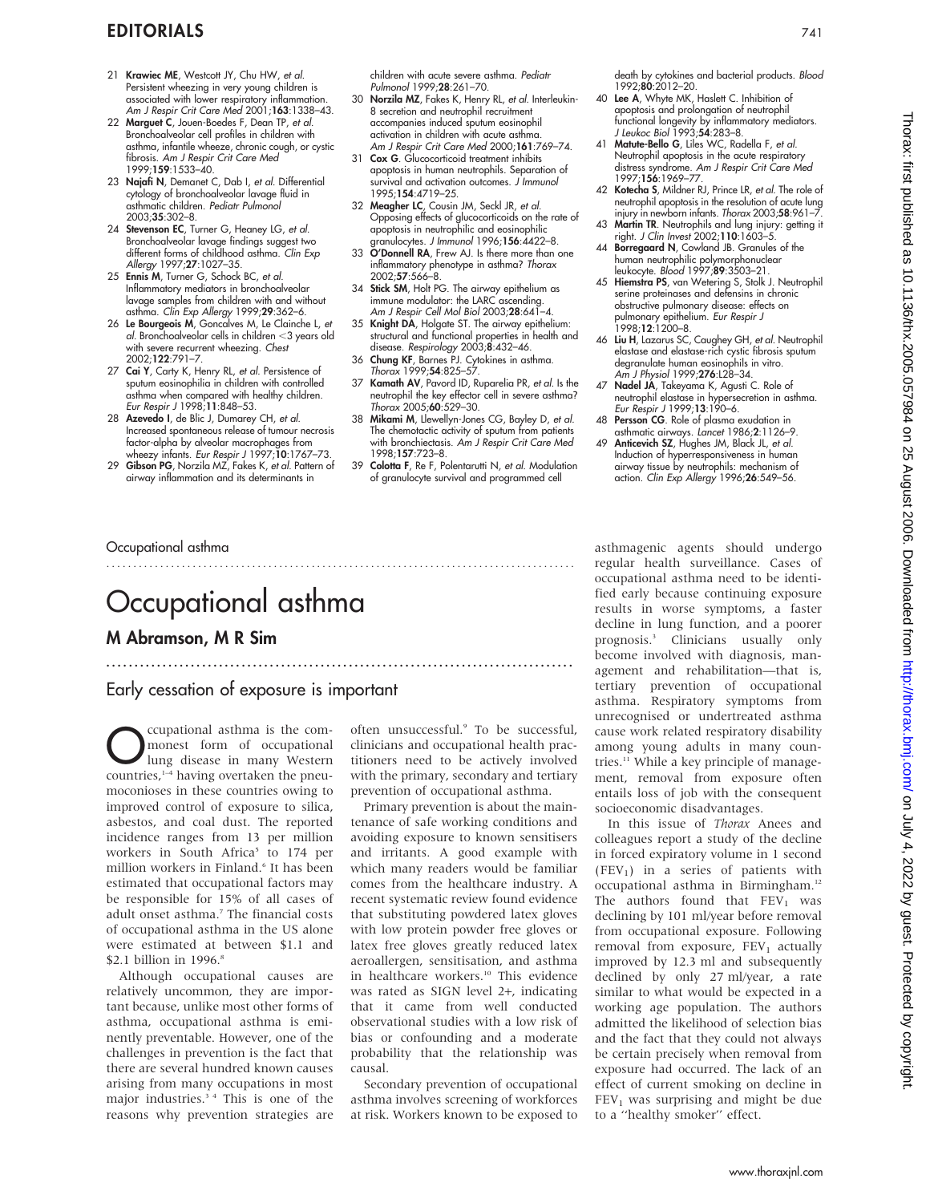21 **Krawiec ME**, Westcott JY, Chu HW, *et al.* Persistent wheezing in very young children is associated with lower respiratory inflammation. *Am J Respir Crit Care Med* 2001;**163**:1338–43.

22 **Marguet C**, Jouen-Boedes F, Dean TP, *et al.* Bronchoalveolar cell profiles in children with asthma, infantile wheeze, chronic cough, or cystic fibrosis. *Am J Respir Crit Care Med* 1999;**159**:1533–40.

23 **Najafi N**, Demanet C, Dab I, *et al.* Differential cytology of bronchoalveolar lavage fluid in asthmatic children. *Pediatr Pulmonol* 2003;**35**:302–8.

24 **Stevenson EC**, Turner G, Heaney LG, *et al.* Bronchoalveolar lavage findings suggest two different forms of childhood asthma. *Clin Exp Allergy* 1997;**27**:1027–35.

25 **Ennis M**, Turner G, Schock BC, *et al.* Inflammatory mediators in bronchoalveolar lavage samples from children with and without asthma. *Clin Exp Allergy* 1999;**29**:362–6.

26 **Le Bourgeois M**, Goncalves M, Le Clainche L, *et al.* Bronchoalveolar cells in children <3 years old with severe recurrent wheezing. *Chest* 2002;**122**:791–7.

27 **Cai Y**, Carty K, Henry RL, *et al.* Persistence of sputum eosinophilia in children with controlled asthma when compared with healthy children. *Eur Respir J* 1998;**11**:848–53.

28 **Azevedo I**, de Blic J, Dumarey CH, *et al.* Increased spontaneous release of tumour necrosis factor-alpha by alveolar macrophages from wheezy infants. *Eur Respir J* 1997;**10**:1767–73.

29 **Gibson PG**, Norzila MZ, Fakes K, *et al.* Pattern of airway inflammation and its determinants in children with acute severe asthma. *Pediatr Pulmonol* 1999;**28**:261–70.

30 **Norzila MZ**, Fakes K, Henry RL, *et al.* Interleukin-8 secretion and neutrophil recruitment accompanies induced sputum eosinophil activation in children with acute asthma. *Am J Respir Crit Care Med* 2000;**161**:769–74.

31 **Cox G**. Glucocorticoid treatment inhibits apoptosis in human neutrophils. Separation of survival and activation outcomes. *J Immunol* 1995;**154**:4719–25.

32 **Meagher LC**, Cousin JM, Seckl JR, *et al.* Opposing effects of glucocorticoids on the rate of apoptosis in neutrophilic and eosinophilic granulocytes. *J Immunol* 1996;**156**:4422–8.

33 **O'Donnell RA**, Frew AJ. Is there more than one inflammatory phenotype in asthma? *Thorax* 2002;**57**:566–8.

34 **Stick SM**, Holt PG. The airway epithelium as immune modulator: the LARC ascending. *Am J Respir Cell Mol Biol* 2003;**28**:641–4.

35 **Knight DA**, Holgate ST. The airway epithelium: structural and functional properties in health and disease. *Respirology* 2003;**8**:432–46.

36 **Chung KF**, Barnes PJ. Cytokines in asthma. *Thorax* 1999;**54**:825–57.

37 **Kamath AV**, Pavord ID, Ruparelia PR, *et al.* Is the neutrophil the key effector cell in severe asthma? *Thorax* 2005;**60**:529–30.

38 **Mikami M**, Llewellyn-Jones CG, Bayley D, *et al.* The chemotactic activity of sputum from patients with bronchiectasis. *Am J Respir Crit Care Med* 1998;**157**:723–8.

39 **Colotta F**, Re F, Polentarutti N, *et al.* Modulation of granulocyte survival and programmed cell death by cytokines and bacterial products. *Blood* 1992;**80**:2012–20.

40 **Lee A**, Whyte MK, Haslett C. Inhibition of apoptosis and prolongation of neutrophil functional longevity by inflammatory mediators. *J Leukoc Biol* 1993;**54**:283–8.

41 **Matute-Bello G**, Liles WC, Radella F, *et al.* Neutrophil apoptosis in the acute respiratory distress syndrome. *Am J Respir Crit Care Med* 1997;**156**:1969–77.

42 **Kotecha S**, Mildner RJ, Prince LR, *et al.* The role of neutrophil apoptosis in the resolution of acute lung injury in newborn infants. *Thorax* 2003;**58**:961–7.

43 **Martin TR**. Neutrophils and lung injury: getting it right. *J Clin Invest* 2002;**110**:1603–5.

44 **Borregaard N**, Cowland JB. Granules of the human neutrophilic polymorphonuclear leukocyte. *Blood* 1997;**89**:3503–21.

45 **Hiemstra PS**, van Wetering S, Stolk J. Neutrophil serine proteinases and defensins in chronic obstructive pulmonary disease: effects on pulmonary epithelium. *Eur Respir J* 1998;**12**:1200–8.

46 **Liu H**, Lazarus SC, Caughey GH, *et al.* Neutrophil elastase and elastase-rich cystic fibrosis sputum degranulate human eosinophils in vitro. *Am J Physiol* 1999;**276**:L28–34.

47 **Nadel JA**, Takeyama K, Agusti C. Role of neutrophil elastase in hypersecretion in asthma. *Eur Respir J* 1999;**13**:190–6.

48 **Persson CG**. Role of plasma exudation in asthmatic airways. *Lancet* 1986;**2**:1126–9.

49 **Anticevich SZ**, Hughes JM, Black JL, *et al.* Induction of hyperresponsiveness in human airway tissue by neutrophils: mechanism of action. *Clin Exp Allergy* 1996;**26**:549–56.

Occupational asthma

# Occupational asthma

**M Abramson, M R Sim**

## Early cessation of exposure is important

Occupational asthma is the commonest form of occupational lung disease in many Western countries,[1–4] having overtaken the pneumoconioses in these countries owing to improved control of exposure to silica, asbestos, and coal dust. The reported incidence ranges from 13 per million workers in South Africa[5] to 174 per million workers in Finland.[6] It has been estimated that occupational factors may be responsible for 15% of all cases of adult onset asthma.[7] The financial costs of occupational asthma in the US alone were estimated at between \$1.1 and \$2.1 billion in 1996.[8]

Although occupational causes are relatively uncommon, they are important because, unlike most other forms of asthma, occupational asthma is eminently preventable. However, one of the challenges in prevention is the fact that there are several hundred known causes arising from many occupations in most major industries.[3 4] This is one of the reasons why prevention strategies are often unsuccessful.[9] To be successful, clinicians and occupational health practitioners need to be actively involved with the primary, secondary and tertiary prevention of occupational asthma.

Primary prevention is about the maintenance of safe working conditions and avoiding exposure to known sensitisers and irritants. A good example with which many readers would be familiar comes from the healthcare industry. A recent systematic review found evidence that substituting powdered latex gloves with low protein powder free gloves or latex free gloves greatly reduced latex aeroallergen, sensitisation, and asthma in healthcare workers.[10] This evidence was rated as SIGN level 2+, indicating that it came from well conducted observational studies with a low risk of bias or confounding and a moderate probability that the relationship was causal.

Secondary prevention of occupational asthma involves screening of workforces at risk. Workers known to be exposed to asthmagenic agents should undergo regular health surveillance. Cases of occupational asthma need to be identified early because continuing exposure results in worse symptoms, a faster decline in lung function, and a poorer prognosis.[3] Clinicians usually only become involved with diagnosis, management and rehabilitation—that is, tertiary prevention of occupational asthma. Respiratory symptoms from unrecognised or undertreated asthma cause work related respiratory disability among young adults in many countries.[11] While a key principle of management, removal from exposure often entails loss of job with the consequent socioeconomic disadvantages.

In this issue of *Thorax* Anees and colleagues report a study of the decline in forced expiratory volume in 1 second ($FEV_1$) in a series of patients with occupational asthma in Birmingham.[12] The authors found that $FEV_1$ was declining by 101 ml/year before removal from occupational exposure. Following removal from exposure, $FEV_1$ actually improved by 12.3 ml and subsequently declined by only 27 ml/year, a rate similar to what would be expected in a working age population. The authors admitted the likelihood of selection bias and the fact that they could not always be certain precisely when removal from exposure had occurred. The lack of an effect of current smoking on decline in $FEV_1$ was surprising and might be due to a "healthy smoker" effect.